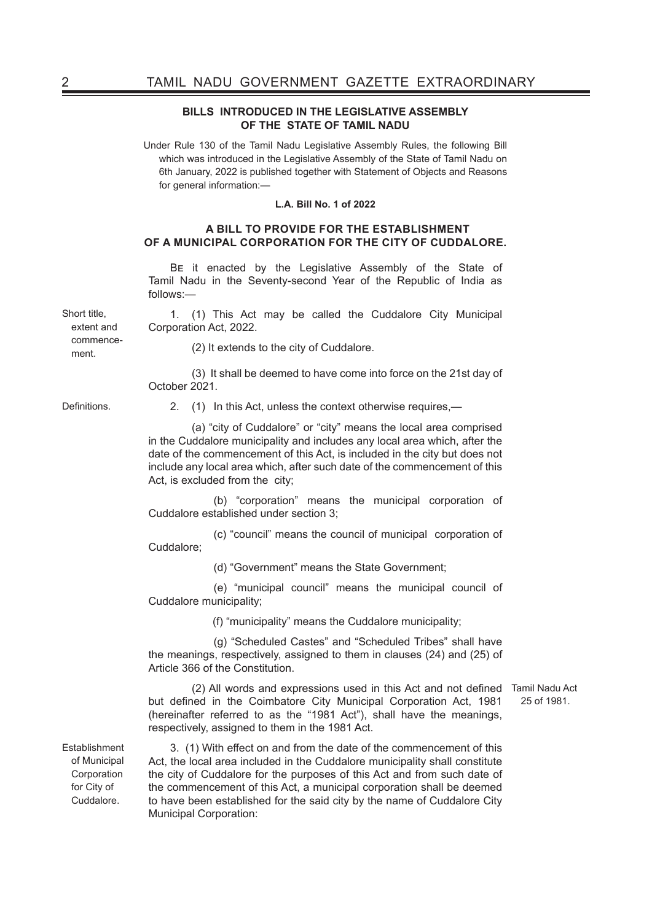## BILLS INTRODUCED IN THE LEGISLATIVE ASSEMBLY OF THE STATE OF TAMIL NADU

Under Rule 130 of the Tamil Nadu Legislative Assembly Rules, the following Bill which was introduced in the Legislative Assembly of the State of Tamil Nadu on 6th January, 2022 is published together with Statement of Objects and Reasons for general information:—

**L.A. Bill No. 1 of 2022**

### A BILL TO PROVIDE FOR THE ESTABLISHMENT OF A MUNICIPAL CORPORATION FOR THE CITY OF CUDDALORE.

Be it enacted by the Legislative Assembly of the State of Tamil Nadu in the Seventy-second Year of the Republic of India as follows:—

Short title, extent and commencement.

1. (1) This Act may be called the Cuddalore City Municipal Corporation Act, 2022.

(2) It extends to the city of Cuddalore.

(3) It shall be deemed to have come into force on the 21st day of October 2021.

Definitions.

2. (1) In this Act, unless the context otherwise requires,—

(a) "city of Cuddalore" or "city" means the local area comprised in the Cuddalore municipality and includes any local area which, after the date of the commencement of this Act, is included in the city but does not include any local area which, after such date of the commencement of this Act, is excluded from the city;

(b) "corporation" means the municipal corporation of Cuddalore established under section 3;

(c) "council" means the council of municipal corporation of Cuddalore;

(d) "Government" means the State Government;

(e) "municipal council" means the municipal council of Cuddalore municipality;

(f) "municipality" means the Cuddalore municipality;

(g) "Scheduled Castes" and "Scheduled Tribes" shall have the meanings, respectively, assigned to them in clauses (24) and (25) of Article 366 of the Constitution.

(2) All words and expressions used in this Act and not defined but defined in the Coimbatore City Municipal Corporation Act, 1981 (hereinafter referred to as the "1981 Act"), shall have the meanings, respectively, assigned to them in the 1981 Act. *(Tamil Nadu Act 25 of 1981.)*

Establishment of Municipal Corporation for City of Cuddalore.

3. (1) With effect on and from the date of the commencement of this Act, the local area included in the Cuddalore municipality shall constitute the city of Cuddalore for the purposes of this Act and from such date of the commencement of this Act, a municipal corporation shall be deemed to have been established for the said city by the name of Cuddalore City Municipal Corporation: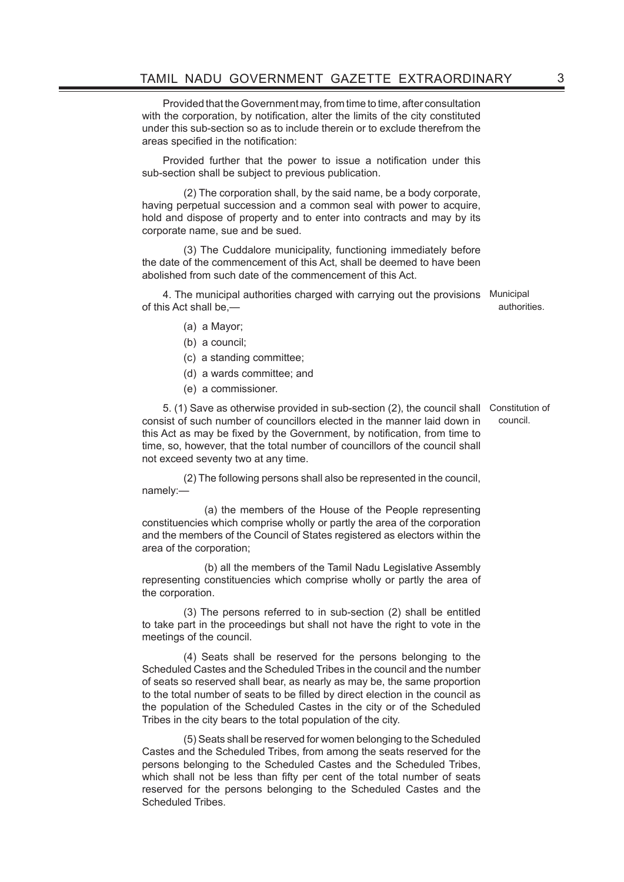Provided that the Government may, from time to time, after consultation with the corporation, by notification, alter the limits of the city constituted under this sub-section so as to include therein or to exclude therefrom the areas specified in the notification:

Provided further that the power to issue a notification under this sub-section shall be subject to previous publication.

(2) The corporation shall, by the said name, be a body corporate, having perpetual succession and a common seal with power to acquire, hold and dispose of property and to enter into contracts and may by its corporate name, sue and be sued.

(3) The Cuddalore municipality, functioning immediately before the date of the commencement of this Act, shall be deemed to have been abolished from such date of the commencement of this Act.

**Municipal authorities.**

4. The municipal authorities charged with carrying out the provisions of this Act shall be,—

(a) a Mayor;

(b) a council;

(c) a standing committee;

(d) a wards committee; and

(e) a commissioner.

**Constitution of council.**

5. (1) Save as otherwise provided in sub-section (2), the council shall consist of such number of councillors elected in the manner laid down in this Act as may be fixed by the Government, by notification, from time to time, so, however, that the total number of councillors of the council shall not exceed seventy two at any time.

(2) The following persons shall also be represented in the council, namely:—

(a) the members of the House of the People representing constituencies which comprise wholly or partly the area of the corporation and the members of the Council of States registered as electors within the area of the corporation;

(b) all the members of the Tamil Nadu Legislative Assembly representing constituencies which comprise wholly or partly the area of the corporation.

(3) The persons referred to in sub-section (2) shall be entitled to take part in the proceedings but shall not have the right to vote in the meetings of the council.

(4) Seats shall be reserved for the persons belonging to the Scheduled Castes and the Scheduled Tribes in the council and the number of seats so reserved shall bear, as nearly as may be, the same proportion to the total number of seats to be filled by direct election in the council as the population of the Scheduled Castes in the city or of the Scheduled Tribes in the city bears to the total population of the city.

(5) Seats shall be reserved for women belonging to the Scheduled Castes and the Scheduled Tribes, from among the seats reserved for the persons belonging to the Scheduled Castes and the Scheduled Tribes, which shall not be less than fifty per cent of the total number of seats reserved for the persons belonging to the Scheduled Castes and the Scheduled Tribes.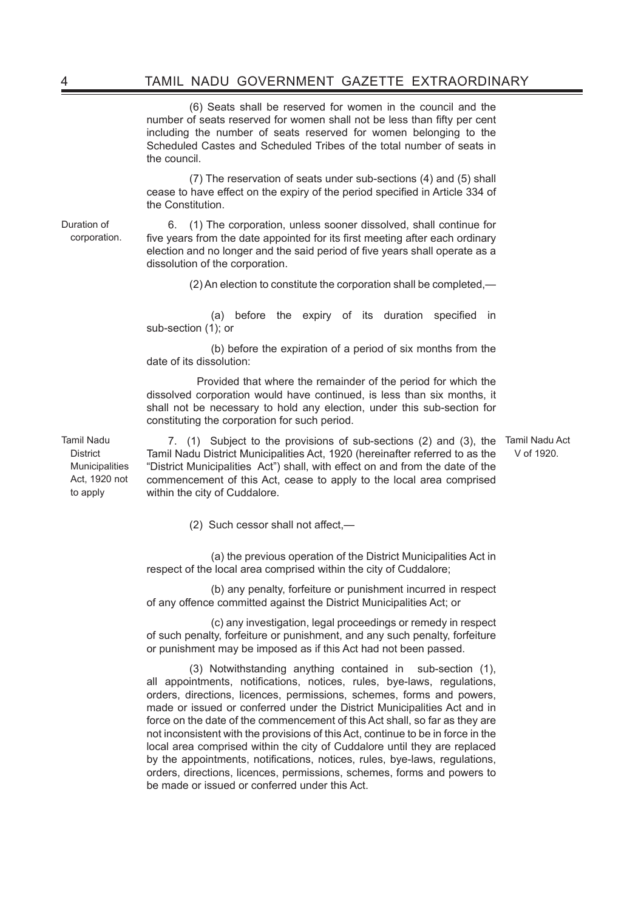(6) Seats shall be reserved for women in the council and the number of seats reserved for women shall not be less than fifty per cent including the number of seats reserved for women belonging to the Scheduled Castes and Scheduled Tribes of the total number of seats in the council.

(7) The reservation of seats under sub-sections (4) and (5) shall cease to have effect on the expiry of the period specified in Article 334 of the Constitution.

*Duration of corporation.*

6. (1) The corporation, unless sooner dissolved, shall continue for five years from the date appointed for its first meeting after each ordinary election and no longer and the said period of five years shall operate as a dissolution of the corporation.

(2) An election to constitute the corporation shall be completed,—

(a) before the expiry of its duration specified in sub-section (1); or

(b) before the expiration of a period of six months from the date of its dissolution:

Provided that where the remainder of the period for which the dissolved corporation would have continued, is less than six months, it shall not be necessary to hold any election, under this sub-section for constituting the corporation for such period.

*Tamil Nadu District Municipalities Act, 1920 not to apply*

*Tamil Nadu Act V of 1920.*

7. (1) Subject to the provisions of sub-sections (2) and (3), the Tamil Nadu District Municipalities Act, 1920 (hereinafter referred to as the "District Municipalities Act") shall, with effect on and from the date of the commencement of this Act, cease to apply to the local area comprised within the city of Cuddalore.

(2) Such cessor shall not affect,—

(a) the previous operation of the District Municipalities Act in respect of the local area comprised within the city of Cuddalore;

(b) any penalty, forfeiture or punishment incurred in respect of any offence committed against the District Municipalities Act; or

(c) any investigation, legal proceedings or remedy in respect of such penalty, forfeiture or punishment, and any such penalty, forfeiture or punishment may be imposed as if this Act had not been passed.

(3) Notwithstanding anything contained in sub-section (1), all appointments, notifications, notices, rules, bye-laws, regulations, orders, directions, licences, permissions, schemes, forms and powers, made or issued or conferred under the District Municipalities Act and in force on the date of the commencement of this Act shall, so far as they are not inconsistent with the provisions of this Act, continue to be in force in the local area comprised within the city of Cuddalore until they are replaced by the appointments, notifications, notices, rules, bye-laws, regulations, orders, directions, licences, permissions, schemes, forms and powers to be made or issued or conferred under this Act.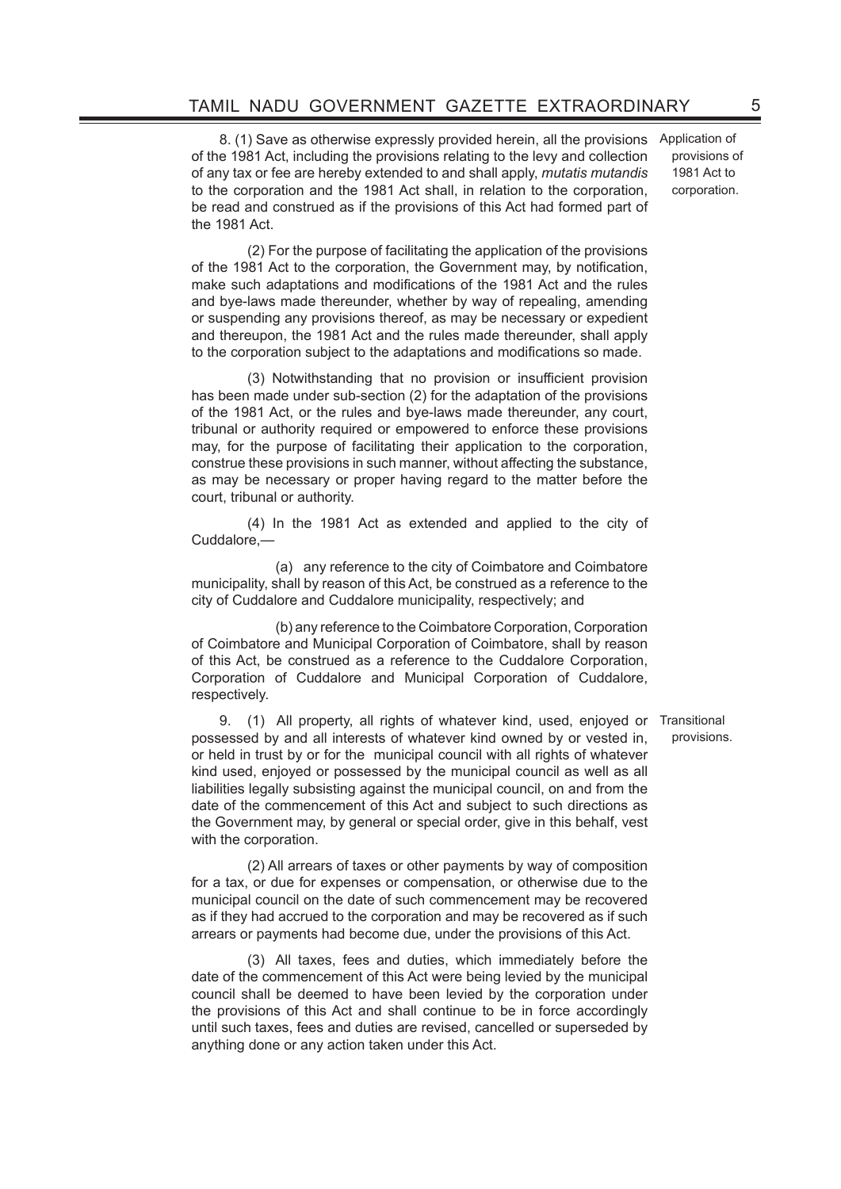8. (1) Save as otherwise expressly provided herein, all the provisions of the 1981 Act, including the provisions relating to the levy and collection of any tax or fee are hereby extended to and shall apply, *mutatis mutandis* to the corporation and the 1981 Act shall, in relation to the corporation, be read and construed as if the provisions of this Act had formed part of the 1981 Act.

Application of provisions of 1981 Act to corporation.

(2) For the purpose of facilitating the application of the provisions of the 1981 Act to the corporation, the Government may, by notification, make such adaptations and modifications of the 1981 Act and the rules and bye-laws made thereunder, whether by way of repealing, amending or suspending any provisions thereof, as may be necessary or expedient and thereupon, the 1981 Act and the rules made thereunder, shall apply to the corporation subject to the adaptations and modifications so made.

(3) Notwithstanding that no provision or insufficient provision has been made under sub-section (2) for the adaptation of the provisions of the 1981 Act, or the rules and bye-laws made thereunder, any court, tribunal or authority required or empowered to enforce these provisions may, for the purpose of facilitating their application to the corporation, construe these provisions in such manner, without affecting the substance, as may be necessary or proper having regard to the matter before the court, tribunal or authority.

(4) In the 1981 Act as extended and applied to the city of Cuddalore,—

(a) any reference to the city of Coimbatore and Coimbatore municipality, shall by reason of this Act, be construed as a reference to the city of Cuddalore and Cuddalore municipality, respectively; and

(b) any reference to the Coimbatore Corporation, Corporation of Coimbatore and Municipal Corporation of Coimbatore, shall by reason of this Act, be construed as a reference to the Cuddalore Corporation, Corporation of Cuddalore and Municipal Corporation of Cuddalore, respectively.

9. (1) All property, all rights of whatever kind, used, enjoyed or possessed by and all interests of whatever kind owned by or vested in, or held in trust by or for the municipal council with all rights of whatever kind used, enjoyed or possessed by the municipal council as well as all liabilities legally subsisting against the municipal council, on and from the date of the commencement of this Act and subject to such directions as the Government may, by general or special order, give in this behalf, vest with the corporation.

Transitional provisions.

(2) All arrears of taxes or other payments by way of composition for a tax, or due for expenses or compensation, or otherwise due to the municipal council on the date of such commencement may be recovered as if they had accrued to the corporation and may be recovered as if such arrears or payments had become due, under the provisions of this Act.

(3) All taxes, fees and duties, which immediately before the date of the commencement of this Act were being levied by the municipal council shall be deemed to have been levied by the corporation under the provisions of this Act and shall continue to be in force accordingly until such taxes, fees and duties are revised, cancelled or superseded by anything done or any action taken under this Act.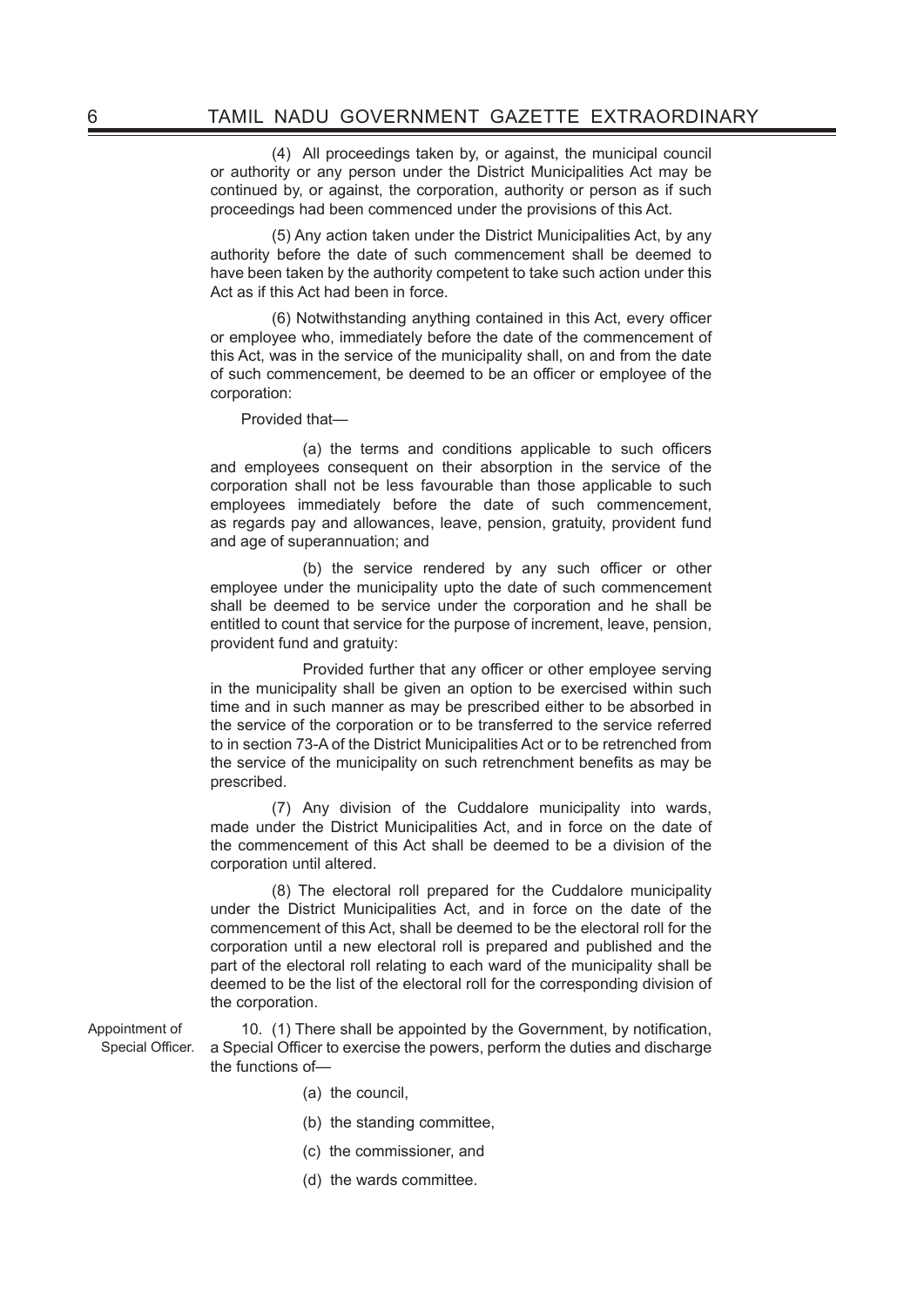(4) All proceedings taken by, or against, the municipal council or authority or any person under the District Municipalities Act may be continued by, or against, the corporation, authority or person as if such proceedings had been commenced under the provisions of this Act.

(5) Any action taken under the District Municipalities Act, by any authority before the date of such commencement shall be deemed to have been taken by the authority competent to take such action under this Act as if this Act had been in force.

(6) Notwithstanding anything contained in this Act, every officer or employee who, immediately before the date of the commencement of this Act, was in the service of the municipality shall, on and from the date of such commencement, be deemed to be an officer or employee of the corporation:

Provided that—

(a) the terms and conditions applicable to such officers and employees consequent on their absorption in the service of the corporation shall not be less favourable than those applicable to such employees immediately before the date of such commencement, as regards pay and allowances, leave, pension, gratuity, provident fund and age of superannuation; and

(b) the service rendered by any such officer or other employee under the municipality upto the date of such commencement shall be deemed to be service under the corporation and he shall be entitled to count that service for the purpose of increment, leave, pension, provident fund and gratuity:

Provided further that any officer or other employee serving in the municipality shall be given an option to be exercised within such time and in such manner as may be prescribed either to be absorbed in the service of the corporation or to be transferred to the service referred to in section 73-A of the District Municipalities Act or to be retrenched from the service of the municipality on such retrenchment benefits as may be prescribed.

(7) Any division of the Cuddalore municipality into wards, made under the District Municipalities Act, and in force on the date of the commencement of this Act shall be deemed to be a division of the corporation until altered.

(8) The electoral roll prepared for the Cuddalore municipality under the District Municipalities Act, and in force on the date of the commencement of this Act, shall be deemed to be the electoral roll for the corporation until a new electoral roll is prepared and published and the part of the electoral roll relating to each ward of the municipality shall be deemed to be the list of the electoral roll for the corresponding division of the corporation.

Appointment of Special Officer.

10. (1) There shall be appointed by the Government, by notification, a Special Officer to exercise the powers, perform the duties and discharge the functions of—

(a) the council,

(b) the standing committee,

(c) the commissioner, and

(d) the wards committee.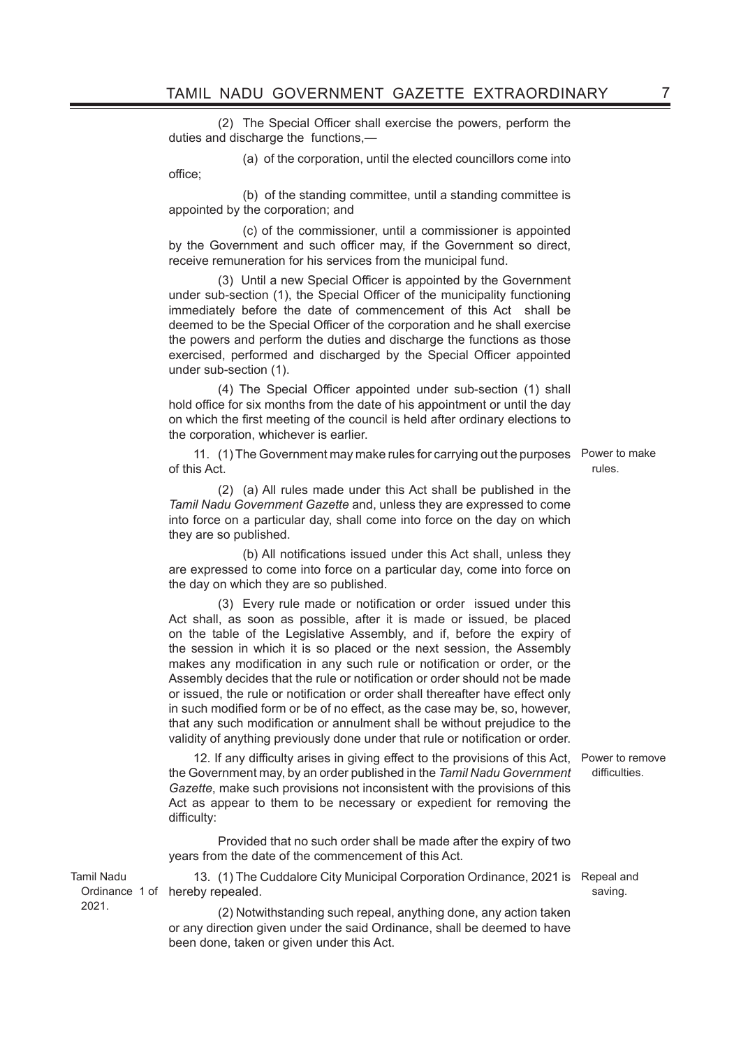(2) The Special Officer shall exercise the powers, perform the duties and discharge the functions,—

(a) of the corporation, until the elected councillors come into office;

(b) of the standing committee, until a standing committee is appointed by the corporation; and

(c) of the commissioner, until a commissioner is appointed by the Government and such officer may, if the Government so direct, receive remuneration for his services from the municipal fund.

(3) Until a new Special Officer is appointed by the Government under sub-section (1), the Special Officer of the municipality functioning immediately before the date of commencement of this Act shall be deemed to be the Special Officer of the corporation and he shall exercise the powers and perform the duties and discharge the functions as those exercised, performed and discharged by the Special Officer appointed under sub-section (1).

(4) The Special Officer appointed under sub-section (1) shall hold office for six months from the date of his appointment or until the day on which the first meeting of the council is held after ordinary elections to the corporation, whichever is earlier.

Power to make rules.

11. (1) The Government may make rules for carrying out the purposes of this Act.

(2) (a) All rules made under this Act shall be published in the *Tamil Nadu Government Gazette* and, unless they are expressed to come into force on a particular day, shall come into force on the day on which they are so published.

(b) All notifications issued under this Act shall, unless they are expressed to come into force on a particular day, come into force on the day on which they are so published.

(3) Every rule made or notification or order issued under this Act shall, as soon as possible, after it is made or issued, be placed on the table of the Legislative Assembly, and if, before the expiry of the session in which it is so placed or the next session, the Assembly makes any modification in any such rule or notification or order, or the Assembly decides that the rule or notification or order should not be made or issued, the rule or notification or order shall thereafter have effect only in such modified form or be of no effect, as the case may be, so, however, that any such modification or annulment shall be without prejudice to the validity of anything previously done under that rule or notification or order.

Power to remove difficulties.

12. If any difficulty arises in giving effect to the provisions of this Act, the Government may, by an order published in the *Tamil Nadu Government Gazette*, make such provisions not inconsistent with the provisions of this Act as appear to them to be necessary or expedient for removing the difficulty:

Provided that no such order shall be made after the expiry of two years from the date of the commencement of this Act.

Repeal and saving.

Tamil Nadu Ordinance 1 of 2021.

13. (1) The Cuddalore City Municipal Corporation Ordinance, 2021 is hereby repealed.

(2) Notwithstanding such repeal, anything done, any action taken or any direction given under the said Ordinance, shall be deemed to have been done, taken or given under this Act.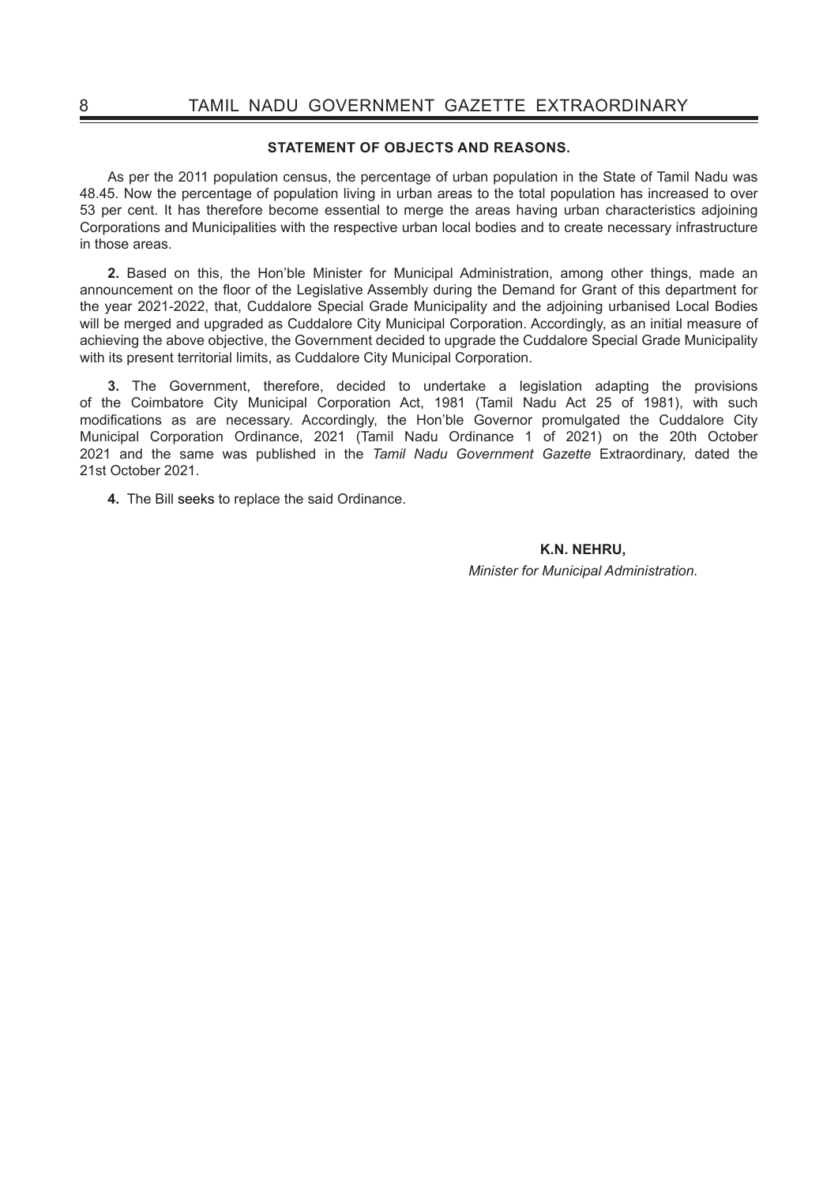## STATEMENT OF OBJECTS AND REASONS.

As per the 2011 population census, the percentage of urban population in the State of Tamil Nadu was 48.45. Now the percentage of population living in urban areas to the total population has increased to over 53 per cent. It has therefore become essential to merge the areas having urban characteristics adjoining Corporations and Municipalities with the respective urban local bodies and to create necessary infrastructure in those areas.

**2.** Based on this, the Hon'ble Minister for Municipal Administration, among other things, made an announcement on the floor of the Legislative Assembly during the Demand for Grant of this department for the year 2021-2022, that, Cuddalore Special Grade Municipality and the adjoining urbanised Local Bodies will be merged and upgraded as Cuddalore City Municipal Corporation. Accordingly, as an initial measure of achieving the above objective, the Government decided to upgrade the Cuddalore Special Grade Municipality with its present territorial limits, as Cuddalore City Municipal Corporation.

**3.** The Government, therefore, decided to undertake a legislation adapting the provisions of the Coimbatore City Municipal Corporation Act, 1981 (Tamil Nadu Act 25 of 1981), with such modifications as are necessary. Accordingly, the Hon'ble Governor promulgated the Cuddalore City Municipal Corporation Ordinance, 2021 (Tamil Nadu Ordinance 1 of 2021) on the 20th October 2021 and the same was published in the *Tamil Nadu Government Gazette* Extraordinary, dated the 21st October 2021.

**4.** The Bill seeks to replace the said Ordinance.

**K.N. NEHRU,**
*Minister for Municipal Administration.*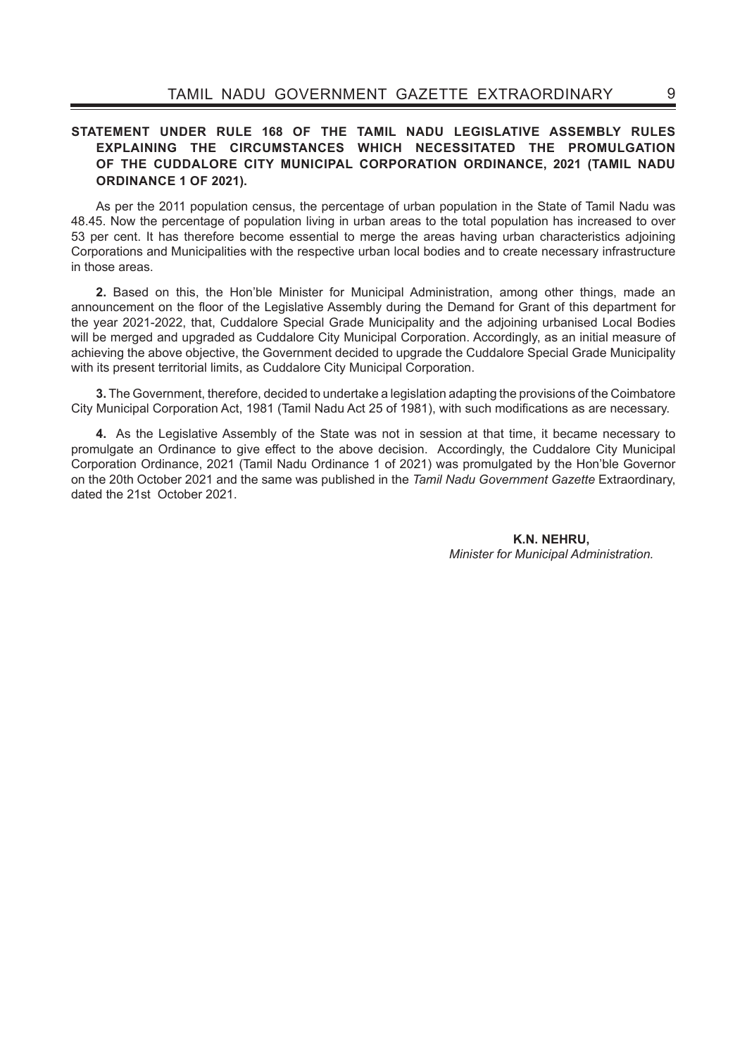**STATEMENT UNDER RULE 168 OF THE TAMIL NADU LEGISLATIVE ASSEMBLY RULES EXPLAINING THE CIRCUMSTANCES WHICH NECESSITATED THE PROMULGATION OF THE CUDDALORE CITY MUNICIPAL CORPORATION ORDINANCE, 2021 (TAMIL NADU ORDINANCE 1 OF 2021).**

As per the 2011 population census, the percentage of urban population in the State of Tamil Nadu was 48.45. Now the percentage of population living in urban areas to the total population has increased to over 53 per cent. It has therefore become essential to merge the areas having urban characteristics adjoining Corporations and Municipalities with the respective urban local bodies and to create necessary infrastructure in those areas.

**2.** Based on this, the Hon'ble Minister for Municipal Administration, among other things, made an announcement on the floor of the Legislative Assembly during the Demand for Grant of this department for the year 2021-2022, that, Cuddalore Special Grade Municipality and the adjoining urbanised Local Bodies will be merged and upgraded as Cuddalore City Municipal Corporation. Accordingly, as an initial measure of achieving the above objective, the Government decided to upgrade the Cuddalore Special Grade Municipality with its present territorial limits, as Cuddalore City Municipal Corporation.

**3.** The Government, therefore, decided to undertake a legislation adapting the provisions of the Coimbatore City Municipal Corporation Act, 1981 (Tamil Nadu Act 25 of 1981), with such modifications as are necessary.

**4.** As the Legislative Assembly of the State was not in session at that time, it became necessary to promulgate an Ordinance to give effect to the above decision. Accordingly, the Cuddalore City Municipal Corporation Ordinance, 2021 (Tamil Nadu Ordinance 1 of 2021) was promulgated by the Hon'ble Governor on the 20th October 2021 and the same was published in the *Tamil Nadu Government Gazette* Extraordinary, dated the 21st October 2021.

**K.N. NEHRU,**
*Minister for Municipal Administration.*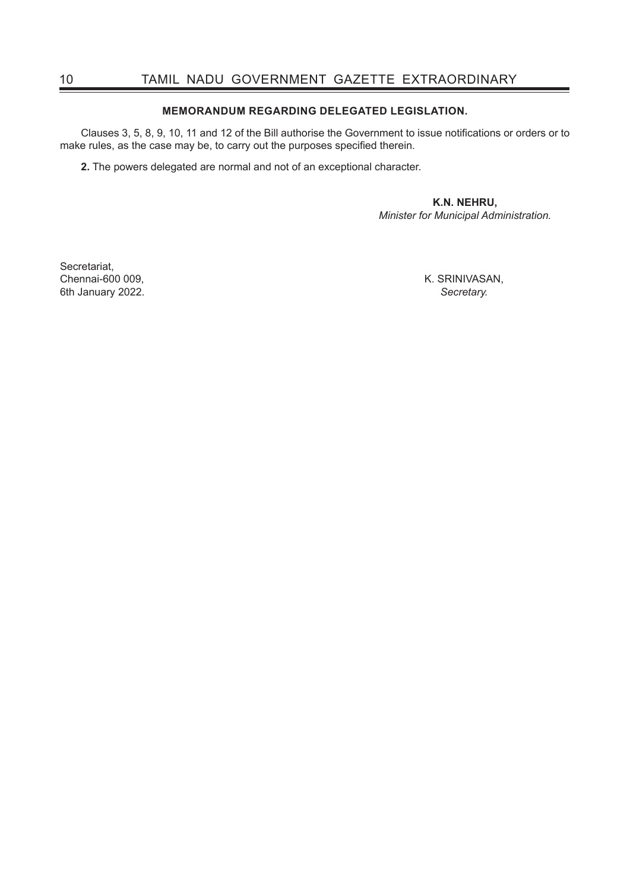## MEMORANDUM REGARDING DELEGATED LEGISLATION.

Clauses 3, 5, 8, 9, 10, 11 and 12 of the Bill authorise the Government to issue notifications or orders or to make rules, as the case may be, to carry out the purposes specified therein.

**2.** The powers delegated are normal and not of an exceptional character.

**K.N. NEHRU,**
*Minister for Municipal Administration.*

Secretariat,
Chennai-600 009,
6th January 2022.

K. SRINIVASAN,
*Secretary.*